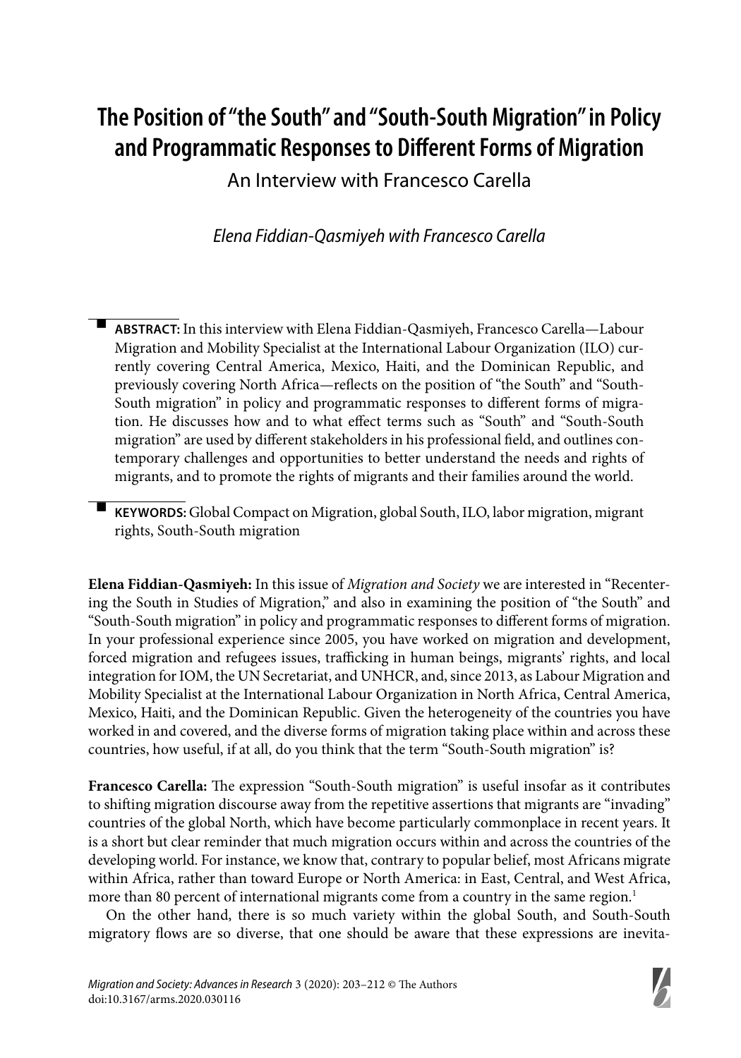# The Position of "the South" and "South-South Migration" in Policy and Programmatic Responses to Different Forms of Migration

An Interview with Francesco Carella

*Elena Fiddian-Qasmiyeh with Francesco Carella*

**ABSTRACT:** In this interview with Elena Fiddian-Qasmiyeh, Francesco Carella—Labour Migration and Mobility Specialist at the International Labour Organization (ILO) currently covering Central America, Mexico, Haiti, and the Dominican Republic, and previously covering North Africa—reflects on the position of "the South" and "South-South migration" in policy and programmatic responses to different forms of migration. He discusses how and to what effect terms such as "South" and "South-South migration" are used by different stakeholders in his professional field, and outlines contemporary challenges and opportunities to better understand the needs and rights of migrants, and to promote the rights of migrants and their families around the world.

**KEYWORDS:** Global Compact on Migration, global South, ILO, labor migration, migrant rights, South-South migration

**Elena Fiddian-Qasmiyeh:** In this issue of *Migration and Society* we are interested in "Recentering the South in Studies of Migration," and also in examining the position of "the South" and "South-South migration" in policy and programmatic responses to different forms of migration. In your professional experience since 2005, you have worked on migration and development, forced migration and refugees issues, trafficking in human beings, migrants' rights, and local integration for IOM, the UN Secretariat, and UNHCR, and, since 2013, as Labour Migration and Mobility Specialist at the International Labour Organization in North Africa, Central America, Mexico, Haiti, and the Dominican Republic. Given the heterogeneity of the countries you have worked in and covered, and the diverse forms of migration taking place within and across these countries, how useful, if at all, do you think that the term "South-South migration" is?

**Francesco Carella:** The expression "South-South migration" is useful insofar as it contributes to shifting migration discourse away from the repetitive assertions that migrants are "invading" countries of the global North, which have become particularly commonplace in recent years. It is a short but clear reminder that much migration occurs within and across the countries of the developing world. For instance, we know that, contrary to popular belief, most Africans migrate within Africa, rather than toward Europe or North America: in East, Central, and West Africa, more than 80 percent of international migrants come from a country in the same region.[1]

On the other hand, there is so much variety within the global South, and South-South migratory flows are so diverse, that one should be aware that these expressions are inevita-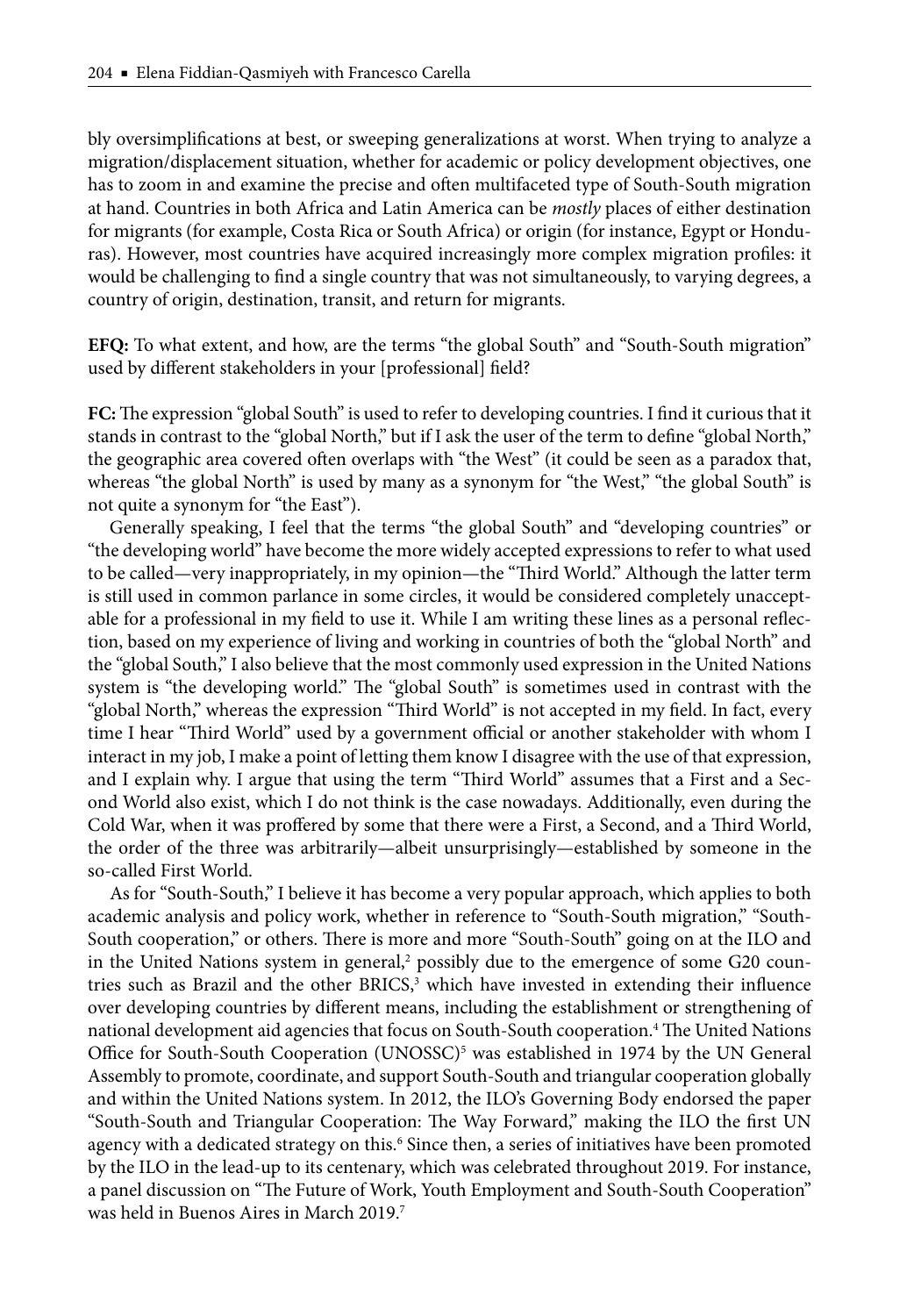bly oversimplifications at best, or sweeping generalizations at worst. When trying to analyze a migration/displacement situation, whether for academic or policy development objectives, one has to zoom in and examine the precise and often multifaceted type of South-South migration at hand. Countries in both Africa and Latin America can be *mostly* places of either destination for migrants (for example, Costa Rica or South Africa) or origin (for instance, Egypt or Honduras). However, most countries have acquired increasingly more complex migration profiles: it would be challenging to find a single country that was not simultaneously, to varying degrees, a country of origin, destination, transit, and return for migrants.

**EFQ:** To what extent, and how, are the terms "the global South" and "South-South migration" used by different stakeholders in your [professional] field?

**FC:** The expression "global South" is used to refer to developing countries. I find it curious that it stands in contrast to the "global North," but if I ask the user of the term to define "global North," the geographic area covered often overlaps with "the West" (it could be seen as a paradox that, whereas "the global North" is used by many as a synonym for "the West," "the global South" is not quite a synonym for "the East").

Generally speaking, I feel that the terms "the global South" and "developing countries" or "the developing world" have become the more widely accepted expressions to refer to what used to be called—very inappropriately, in my opinion—the "Third World." Although the latter term is still used in common parlance in some circles, it would be considered completely unacceptable for a professional in my field to use it. While I am writing these lines as a personal reflection, based on my experience of living and working in countries of both the "global North" and the "global South," I also believe that the most commonly used expression in the United Nations system is "the developing world." The "global South" is sometimes used in contrast with the "global North," whereas the expression "Third World" is not accepted in my field. In fact, every time I hear "Third World" used by a government official or another stakeholder with whom I interact in my job, I make a point of letting them know I disagree with the use of that expression, and I explain why. I argue that using the term "Third World" assumes that a First and a Second World also exist, which I do not think is the case nowadays. Additionally, even during the Cold War, when it was proffered by some that there were a First, a Second, and a Third World, the order of the three was arbitrarily—albeit unsurprisingly—established by someone in the so-called First World.

As for "South-South," I believe it has become a very popular approach, which applies to both academic analysis and policy work, whether in reference to "South-South migration," "South-South cooperation," or others. There is more and more "South-South" going on at the ILO and in the United Nations system in general,[2] possibly due to the emergence of some G20 countries such as Brazil and the other BRICS,[3] which have invested in extending their influence over developing countries by different means, including the establishment or strengthening of national development aid agencies that focus on South-South cooperation.[4] The United Nations Office for South-South Cooperation (UNOSSC)[5] was established in 1974 by the UN General Assembly to promote, coordinate, and support South-South and triangular cooperation globally and within the United Nations system. In 2012, the ILO's Governing Body endorsed the paper "South-South and Triangular Cooperation: The Way Forward," making the ILO the first UN agency with a dedicated strategy on this.[6] Since then, a series of initiatives have been promoted by the ILO in the lead-up to its centenary, which was celebrated throughout 2019. For instance, a panel discussion on "The Future of Work, Youth Employment and South-South Cooperation" was held in Buenos Aires in March 2019.[7]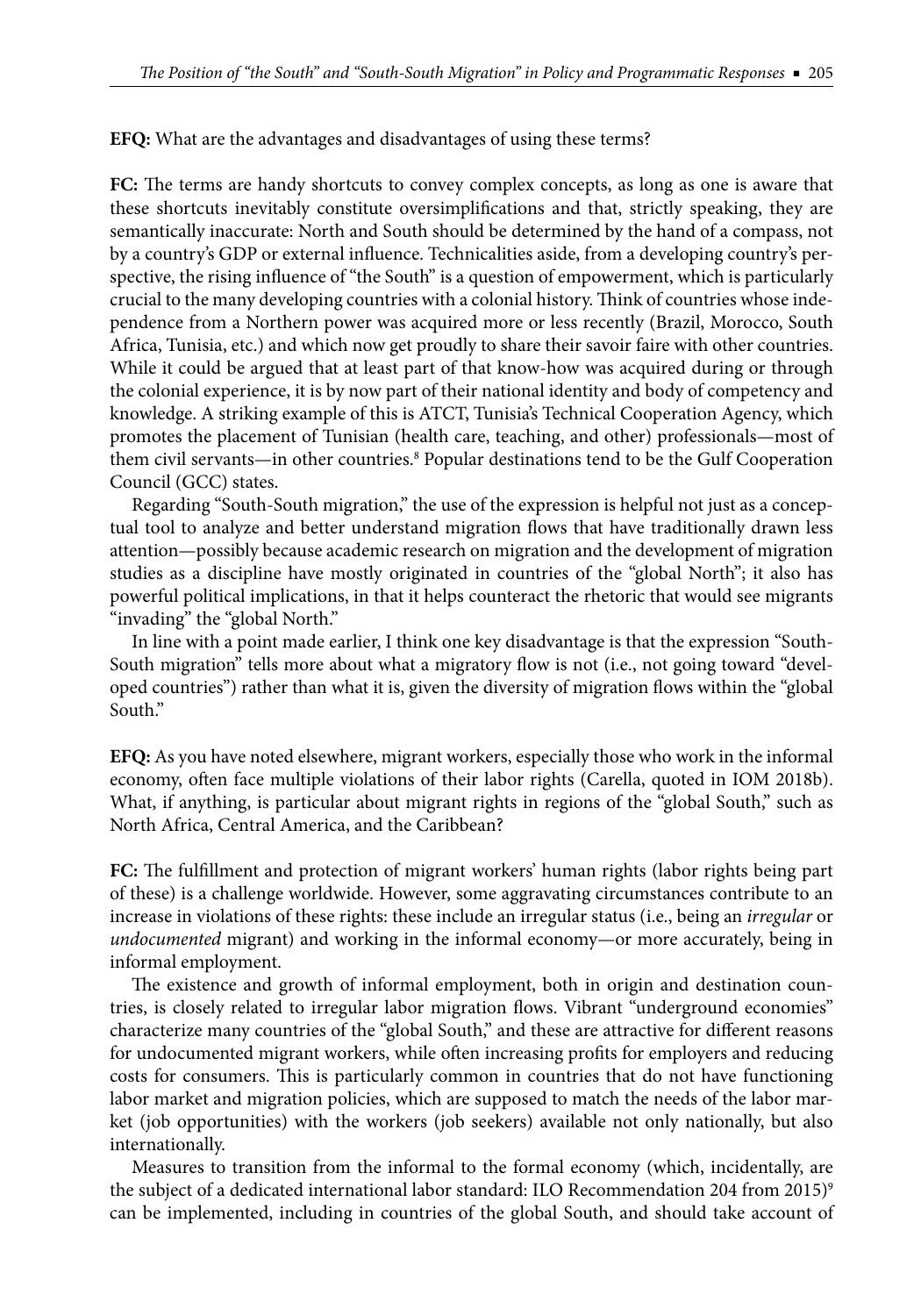**EFQ:** What are the advantages and disadvantages of using these terms?

**FC:** The terms are handy shortcuts to convey complex concepts, as long as one is aware that these shortcuts inevitably constitute oversimplifications and that, strictly speaking, they are semantically inaccurate: North and South should be determined by the hand of a compass, not by a country's GDP or external influence. Technicalities aside, from a developing country's perspective, the rising influence of "the South" is a question of empowerment, which is particularly crucial to the many developing countries with a colonial history. Think of countries whose independence from a Northern power was acquired more or less recently (Brazil, Morocco, South Africa, Tunisia, etc.) and which now get proudly to share their savoir faire with other countries. While it could be argued that at least part of that know-how was acquired during or through the colonial experience, it is by now part of their national identity and body of competency and knowledge. A striking example of this is ATCT, Tunisia's Technical Cooperation Agency, which promotes the placement of Tunisian (health care, teaching, and other) professionals—most of them civil servants—in other countries.[8] Popular destinations tend to be the Gulf Cooperation Council (GCC) states.

Regarding "South-South migration," the use of the expression is helpful not just as a conceptual tool to analyze and better understand migration flows that have traditionally drawn less attention—possibly because academic research on migration and the development of migration studies as a discipline have mostly originated in countries of the "global North"; it also has powerful political implications, in that it helps counteract the rhetoric that would see migrants "invading" the "global North."

In line with a point made earlier, I think one key disadvantage is that the expression "South-South migration" tells more about what a migratory flow is not (i.e., not going toward "developed countries") rather than what it is, given the diversity of migration flows within the "global South."

**EFQ:** As you have noted elsewhere, migrant workers, especially those who work in the informal economy, often face multiple violations of their labor rights (Carella, quoted in IOM 2018b). What, if anything, is particular about migrant rights in regions of the "global South," such as North Africa, Central America, and the Caribbean?

**FC:** The fulfillment and protection of migrant workers' human rights (labor rights being part of these) is a challenge worldwide. However, some aggravating circumstances contribute to an increase in violations of these rights: these include an irregular status (i.e., being an *irregular* or *undocumented* migrant) and working in the informal economy—or more accurately, being in informal employment.

The existence and growth of informal employment, both in origin and destination countries, is closely related to irregular labor migration flows. Vibrant "underground economies" characterize many countries of the "global South," and these are attractive for different reasons for undocumented migrant workers, while often increasing profits for employers and reducing costs for consumers. This is particularly common in countries that do not have functioning labor market and migration policies, which are supposed to match the needs of the labor market (job opportunities) with the workers (job seekers) available not only nationally, but also internationally.

Measures to transition from the informal to the formal economy (which, incidentally, are the subject of a dedicated international labor standard: ILO Recommendation 204 from 2015)[9] can be implemented, including in countries of the global South, and should take account of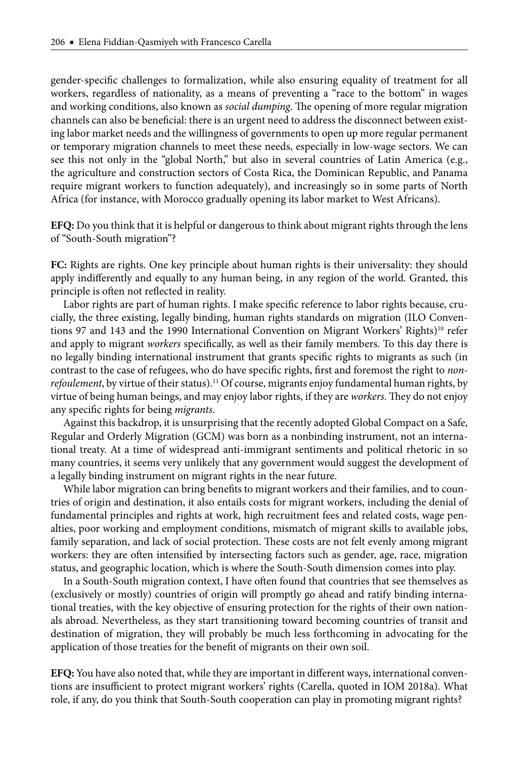gender-specific challenges to formalization, while also ensuring equality of treatment for all workers, regardless of nationality, as a means of preventing a "race to the bottom" in wages and working conditions, also known as *social dumping*. The opening of more regular migration channels can also be beneficial: there is an urgent need to address the disconnect between existing labor market needs and the willingness of governments to open up more regular permanent or temporary migration channels to meet these needs, especially in low-wage sectors. We can see this not only in the "global North," but also in several countries of Latin America (e.g., the agriculture and construction sectors of Costa Rica, the Dominican Republic, and Panama require migrant workers to function adequately), and increasingly so in some parts of North Africa (for instance, with Morocco gradually opening its labor market to West Africans).

**EFQ:** Do you think that it is helpful or dangerous to think about migrant rights through the lens of "South-South migration"?

**FC:** Rights are rights. One key principle about human rights is their universality: they should apply indifferently and equally to any human being, in any region of the world. Granted, this principle is often not reflected in reality.

Labor rights are part of human rights. I make specific reference to labor rights because, crucially, the three existing, legally binding, human rights standards on migration (ILO Conventions 97 and 143 and the 1990 International Convention on Migrant Workers' Rights)[10] refer and apply to migrant *workers* specifically, as well as their family members. To this day there is no legally binding international instrument that grants specific rights to migrants as such (in contrast to the case of refugees, who do have specific rights, first and foremost the right to *non-refoulement*, by virtue of their status).[11] Of course, migrants enjoy fundamental human rights, by virtue of being human beings, and may enjoy labor rights, if they are *workers*. They do not enjoy any specific rights for being *migrants*.

Against this backdrop, it is unsurprising that the recently adopted Global Compact on a Safe, Regular and Orderly Migration (GCM) was born as a nonbinding instrument, not an international treaty. At a time of widespread anti-immigrant sentiments and political rhetoric in so many countries, it seems very unlikely that any government would suggest the development of a legally binding instrument on migrant rights in the near future.

While labor migration can bring benefits to migrant workers and their families, and to countries of origin and destination, it also entails costs for migrant workers, including the denial of fundamental principles and rights at work, high recruitment fees and related costs, wage penalties, poor working and employment conditions, mismatch of migrant skills to available jobs, family separation, and lack of social protection. These costs are not felt evenly among migrant workers: they are often intensified by intersecting factors such as gender, age, race, migration status, and geographic location, which is where the South-South dimension comes into play.

In a South-South migration context, I have often found that countries that see themselves as (exclusively or mostly) countries of origin will promptly go ahead and ratify binding international treaties, with the key objective of ensuring protection for the rights of their own nationals abroad. Nevertheless, as they start transitioning toward becoming countries of transit and destination of migration, they will probably be much less forthcoming in advocating for the application of those treaties for the benefit of migrants on their own soil.

**EFQ:** You have also noted that, while they are important in different ways, international conventions are insufficient to protect migrant workers' rights (Carella, quoted in IOM 2018a). What role, if any, do you think that South-South cooperation can play in promoting migrant rights?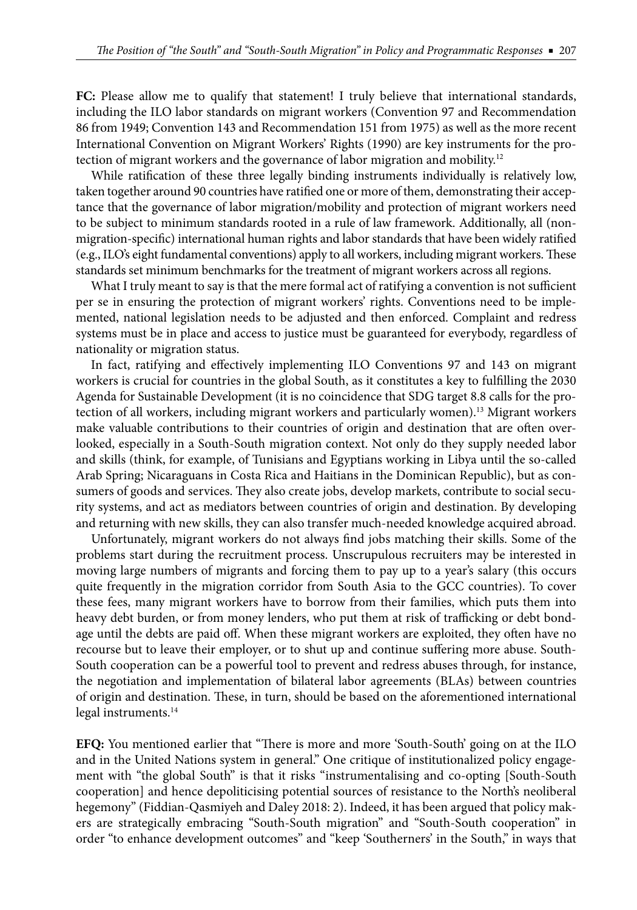**FC:** Please allow me to qualify that statement! I truly believe that international standards, including the ILO labor standards on migrant workers (Convention 97 and Recommendation 86 from 1949; Convention 143 and Recommendation 151 from 1975) as well as the more recent International Convention on Migrant Workers' Rights (1990) are key instruments for the protection of migrant workers and the governance of labor migration and mobility.[12]

While ratification of these three legally binding instruments individually is relatively low, taken together around 90 countries have ratified one or more of them, demonstrating their acceptance that the governance of labor migration/mobility and protection of migrant workers need to be subject to minimum standards rooted in a rule of law framework. Additionally, all (non-migration-specific) international human rights and labor standards that have been widely ratified (e.g., ILO's eight fundamental conventions) apply to all workers, including migrant workers. These standards set minimum benchmarks for the treatment of migrant workers across all regions.

What I truly meant to say is that the mere formal act of ratifying a convention is not sufficient per se in ensuring the protection of migrant workers' rights. Conventions need to be implemented, national legislation needs to be adjusted and then enforced. Complaint and redress systems must be in place and access to justice must be guaranteed for everybody, regardless of nationality or migration status.

In fact, ratifying and effectively implementing ILO Conventions 97 and 143 on migrant workers is crucial for countries in the global South, as it constitutes a key to fulfilling the 2030 Agenda for Sustainable Development (it is no coincidence that SDG target 8.8 calls for the protection of all workers, including migrant workers and particularly women).[13] Migrant workers make valuable contributions to their countries of origin and destination that are often overlooked, especially in a South-South migration context. Not only do they supply needed labor and skills (think, for example, of Tunisians and Egyptians working in Libya until the so-called Arab Spring; Nicaraguans in Costa Rica and Haitians in the Dominican Republic), but as consumers of goods and services. They also create jobs, develop markets, contribute to social security systems, and act as mediators between countries of origin and destination. By developing and returning with new skills, they can also transfer much-needed knowledge acquired abroad.

Unfortunately, migrant workers do not always find jobs matching their skills. Some of the problems start during the recruitment process. Unscrupulous recruiters may be interested in moving large numbers of migrants and forcing them to pay up to a year's salary (this occurs quite frequently in the migration corridor from South Asia to the GCC countries). To cover these fees, many migrant workers have to borrow from their families, which puts them into heavy debt burden, or from money lenders, who put them at risk of trafficking or debt bondage until the debts are paid off. When these migrant workers are exploited, they often have no recourse but to leave their employer, or to shut up and continue suffering more abuse. South-South cooperation can be a powerful tool to prevent and redress abuses through, for instance, the negotiation and implementation of bilateral labor agreements (BLAs) between countries of origin and destination. These, in turn, should be based on the aforementioned international legal instruments.[14]

**EFQ:** You mentioned earlier that "There is more and more 'South-South' going on at the ILO and in the United Nations system in general." One critique of institutionalized policy engagement with "the global South" is that it risks "instrumentalising and co-opting [South-South cooperation] and hence depoliticising potential sources of resistance to the North's neoliberal hegemony" (Fiddian-Qasmiyeh and Daley 2018: 2). Indeed, it has been argued that policy makers are strategically embracing "South-South migration" and "South-South cooperation" in order "to enhance development outcomes" and "keep 'Southerners' in the South," in ways that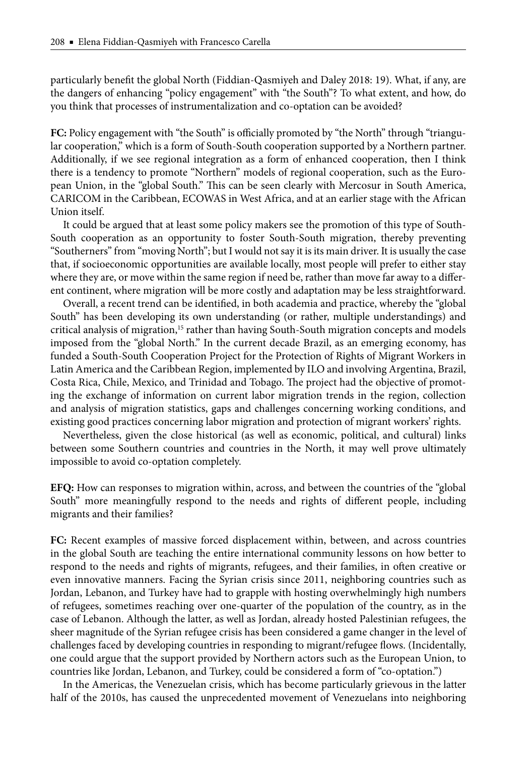particularly benefit the global North (Fiddian-Qasmiyeh and Daley 2018: 19). What, if any, are the dangers of enhancing "policy engagement" with "the South"? To what extent, and how, do you think that processes of instrumentalization and co-optation can be avoided?

**FC:** Policy engagement with "the South" is officially promoted by "the North" through "triangular cooperation," which is a form of South-South cooperation supported by a Northern partner. Additionally, if we see regional integration as a form of enhanced cooperation, then I think there is a tendency to promote "Northern" models of regional cooperation, such as the European Union, in the "global South." This can be seen clearly with Mercosur in South America, CARICOM in the Caribbean, ECOWAS in West Africa, and at an earlier stage with the African Union itself.

It could be argued that at least some policy makers see the promotion of this type of South-South cooperation as an opportunity to foster South-South migration, thereby preventing "Southerners" from "moving North"; but I would not say it is its main driver. It is usually the case that, if socioeconomic opportunities are available locally, most people will prefer to either stay where they are, or move within the same region if need be, rather than move far away to a different continent, where migration will be more costly and adaptation may be less straightforward.

Overall, a recent trend can be identified, in both academia and practice, whereby the "global South" has been developing its own understanding (or rather, multiple understandings) and critical analysis of migration,[15] rather than having South-South migration concepts and models imposed from the "global North." In the current decade Brazil, as an emerging economy, has funded a South-South Cooperation Project for the Protection of Rights of Migrant Workers in Latin America and the Caribbean Region, implemented by ILO and involving Argentina, Brazil, Costa Rica, Chile, Mexico, and Trinidad and Tobago. The project had the objective of promoting the exchange of information on current labor migration trends in the region, collection and analysis of migration statistics, gaps and challenges concerning working conditions, and existing good practices concerning labor migration and protection of migrant workers' rights.

Nevertheless, given the close historical (as well as economic, political, and cultural) links between some Southern countries and countries in the North, it may well prove ultimately impossible to avoid co-optation completely.

**EFQ:** How can responses to migration within, across, and between the countries of the "global South" more meaningfully respond to the needs and rights of different people, including migrants and their families?

**FC:** Recent examples of massive forced displacement within, between, and across countries in the global South are teaching the entire international community lessons on how better to respond to the needs and rights of migrants, refugees, and their families, in often creative or even innovative manners. Facing the Syrian crisis since 2011, neighboring countries such as Jordan, Lebanon, and Turkey have had to grapple with hosting overwhelmingly high numbers of refugees, sometimes reaching over one-quarter of the population of the country, as in the case of Lebanon. Although the latter, as well as Jordan, already hosted Palestinian refugees, the sheer magnitude of the Syrian refugee crisis has been considered a game changer in the level of challenges faced by developing countries in responding to migrant/refugee flows. (Incidentally, one could argue that the support provided by Northern actors such as the European Union, to countries like Jordan, Lebanon, and Turkey, could be considered a form of "co-optation.")

In the Americas, the Venezuelan crisis, which has become particularly grievous in the latter half of the 2010s, has caused the unprecedented movement of Venezuelans into neighboring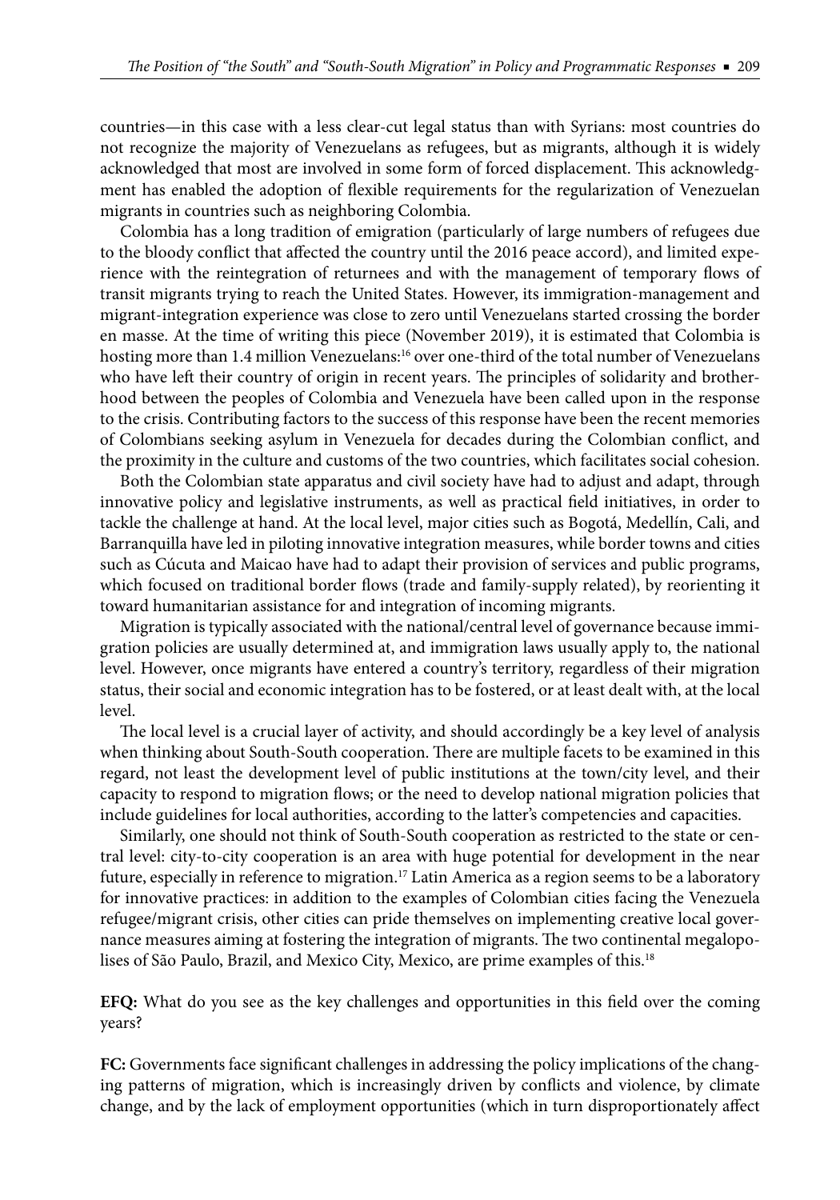countries—in this case with a less clear-cut legal status than with Syrians: most countries do not recognize the majority of Venezuelans as refugees, but as migrants, although it is widely acknowledged that most are involved in some form of forced displacement. This acknowledgment has enabled the adoption of flexible requirements for the regularization of Venezuelan migrants in countries such as neighboring Colombia.

Colombia has a long tradition of emigration (particularly of large numbers of refugees due to the bloody conflict that affected the country until the 2016 peace accord), and limited experience with the reintegration of returnees and with the management of temporary flows of transit migrants trying to reach the United States. However, its immigration-management and migrant-integration experience was close to zero until Venezuelans started crossing the border en masse. At the time of writing this piece (November 2019), it is estimated that Colombia is hosting more than 1.4 million Venezuelans:[16] over one-third of the total number of Venezuelans who have left their country of origin in recent years. The principles of solidarity and brotherhood between the peoples of Colombia and Venezuela have been called upon in the response to the crisis. Contributing factors to the success of this response have been the recent memories of Colombians seeking asylum in Venezuela for decades during the Colombian conflict, and the proximity in the culture and customs of the two countries, which facilitates social cohesion.

Both the Colombian state apparatus and civil society have had to adjust and adapt, through innovative policy and legislative instruments, as well as practical field initiatives, in order to tackle the challenge at hand. At the local level, major cities such as Bogotá, Medellín, Cali, and Barranquilla have led in piloting innovative integration measures, while border towns and cities such as Cúcuta and Maicao have had to adapt their provision of services and public programs, which focused on traditional border flows (trade and family-supply related), by reorienting it toward humanitarian assistance for and integration of incoming migrants.

Migration is typically associated with the national/central level of governance because immigration policies are usually determined at, and immigration laws usually apply to, the national level. However, once migrants have entered a country's territory, regardless of their migration status, their social and economic integration has to be fostered, or at least dealt with, at the local level.

The local level is a crucial layer of activity, and should accordingly be a key level of analysis when thinking about South-South cooperation. There are multiple facets to be examined in this regard, not least the development level of public institutions at the town/city level, and their capacity to respond to migration flows; or the need to develop national migration policies that include guidelines for local authorities, according to the latter's competencies and capacities.

Similarly, one should not think of South-South cooperation as restricted to the state or central level: city-to-city cooperation is an area with huge potential for development in the near future, especially in reference to migration.[17] Latin America as a region seems to be a laboratory for innovative practices: in addition to the examples of Colombian cities facing the Venezuela refugee/migrant crisis, other cities can pride themselves on implementing creative local governance measures aiming at fostering the integration of migrants. The two continental megalopolises of São Paulo, Brazil, and Mexico City, Mexico, are prime examples of this.[18]

**EFQ:** What do you see as the key challenges and opportunities in this field over the coming years?

**FC:** Governments face significant challenges in addressing the policy implications of the changing patterns of migration, which is increasingly driven by conflicts and violence, by climate change, and by the lack of employment opportunities (which in turn disproportionately affect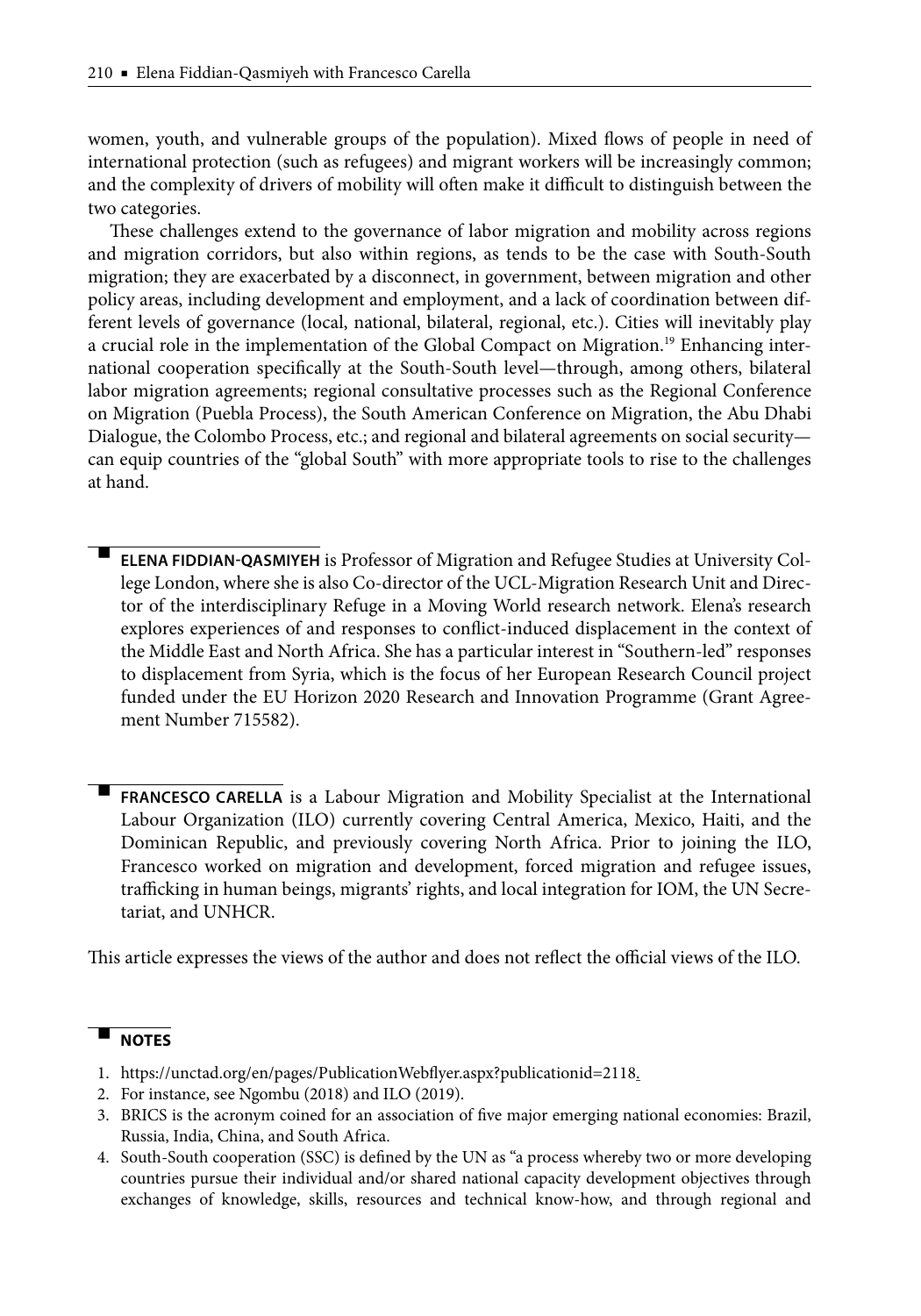women, youth, and vulnerable groups of the population). Mixed flows of people in need of international protection (such as refugees) and migrant workers will be increasingly common; and the complexity of drivers of mobility will often make it difficult to distinguish between the two categories.

These challenges extend to the governance of labor migration and mobility across regions and migration corridors, but also within regions, as tends to be the case with South-South migration; they are exacerbated by a disconnect, in government, between migration and other policy areas, including development and employment, and a lack of coordination between different levels of governance (local, national, bilateral, regional, etc.). Cities will inevitably play a crucial role in the implementation of the Global Compact on Migration.[19] Enhancing international cooperation specifically at the South-South level—through, among others, bilateral labor migration agreements; regional consultative processes such as the Regional Conference on Migration (Puebla Process), the South American Conference on Migration, the Abu Dhabi Dialogue, the Colombo Process, etc.; and regional and bilateral agreements on social security—can equip countries of the "global South" with more appropriate tools to rise to the challenges at hand.

**ELENA FIDDIAN-QASMIYEH** is Professor of Migration and Refugee Studies at University College London, where she is also Co-director of the UCL-Migration Research Unit and Director of the interdisciplinary Refuge in a Moving World research network. Elena's research explores experiences of and responses to conflict-induced displacement in the context of the Middle East and North Africa. She has a particular interest in "Southern-led" responses to displacement from Syria, which is the focus of her European Research Council project funded under the EU Horizon 2020 Research and Innovation Programme (Grant Agreement Number 715582).

**FRANCESCO CARELLA** is a Labour Migration and Mobility Specialist at the International Labour Organization (ILO) currently covering Central America, Mexico, Haiti, and the Dominican Republic, and previously covering North Africa. Prior to joining the ILO, Francesco worked on migration and development, forced migration and refugee issues, trafficking in human beings, migrants' rights, and local integration for IOM, the UN Secretariat, and UNHCR.

This article expresses the views of the author and does not reflect the official views of the ILO.

## NOTES

1. https://unctad.org/en/pages/PublicationWebflyer.aspx?publicationid=2118.
2. For instance, see Ngombu (2018) and ILO (2019).
3. BRICS is the acronym coined for an association of five major emerging national economies: Brazil, Russia, India, China, and South Africa.
4. South-South cooperation (SSC) is defined by the UN as "a process whereby two or more developing countries pursue their individual and/or shared national capacity development objectives through exchanges of knowledge, skills, resources and technical know-how, and through regional and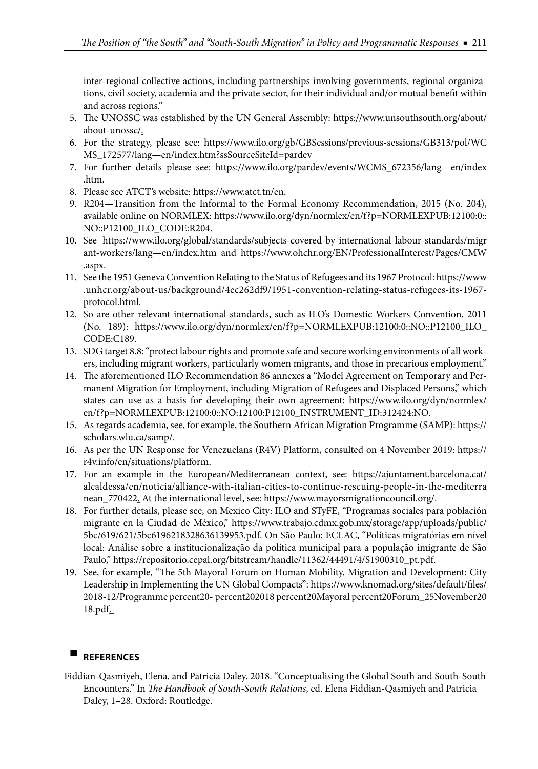inter-regional collective actions, including partnerships involving governments, regional organizations, civil society, academia and the private sector, for their individual and/or mutual benefit within and across regions."

5. The UNOSSC was established by the UN General Assembly: https://www.unsouthsouth.org/about/about-unossc/.
6. For the strategy, please see: https://www.ilo.org/gb/GBSessions/previous-sessions/GB313/pol/WCMS_172577/lang—en/index.htm?ssSourceSiteId=pardev
7. For further details please see: https://www.ilo.org/pardev/events/WCMS_672356/lang—en/index.htm.
8. Please see ATCT's website: https://www.atct.tn/en.
9. R204—Transition from the Informal to the Formal Economy Recommendation, 2015 (No. 204), available online on NORMLEX: https://www.ilo.org/dyn/normlex/en/f?p=NORMLEXPUB:12100:0::NO::P12100_ILO_CODE:R204.
10. See https://www.ilo.org/global/standards/subjects-covered-by-international-labour-standards/migrant-workers/lang—en/index.htm and https://www.ohchr.org/EN/ProfessionalInterest/Pages/CMW.aspx.
11. See the 1951 Geneva Convention Relating to the Status of Refugees and its 1967 Protocol: https://www.unhcr.org/about-us/background/4ec262df9/1951-convention-relating-status-refugees-its-1967-protocol.html.
12. So are other relevant international standards, such as ILO's Domestic Workers Convention, 2011 (No. 189): https://www.ilo.org/dyn/normlex/en/f?p=NORMLEXPUB:12100:0::NO::P12100_ILO_CODE:C189.
13. SDG target 8.8: "protect labour rights and promote safe and secure working environments of all workers, including migrant workers, particularly women migrants, and those in precarious employment."
14. The aforementioned ILO Recommendation 86 annexes a "Model Agreement on Temporary and Permanent Migration for Employment, including Migration of Refugees and Displaced Persons," which states can use as a basis for developing their own agreement: https://www.ilo.org/dyn/normlex/en/f?p=NORMLEXPUB:12100:0::NO:12100:P12100_INSTRUMENT_ID:312424:NO.
15. As regards academia, see, for example, the Southern African Migration Programme (SAMP): https://scholars.wlu.ca/samp/.
16. As per the UN Response for Venezuelans (R4V) Platform, consulted on 4 November 2019: https://r4v.info/en/situations/platform.
17. For an example in the European/Mediterranean context, see: https://ajuntament.barcelona.cat/alcaldessa/en/noticia/alliance-with-italian-cities-to-continue-rescuing-people-in-the-mediterranean_770422. At the international level, see: https://www.mayorsmigrationcouncil.org/.
18. For further details, please see, on Mexico City: ILO and STyFE, "Programas sociales para población migrante en la Ciudad de México," https://www.trabajo.cdmx.gob.mx/storage/app/uploads/public/5bc/619/621/5bc6196218328636139953.pdf. On São Paulo: ECLAC, "Políticas migratórias em nível local: Análise sobre a institucionalização da política municipal para a população imigrante de São Paulo," https://repositorio.cepal.org/bitstream/handle/11362/44491/4/S1900310_pt.pdf.
19. See, for example, "The 5th Mayoral Forum on Human Mobility, Migration and Development: City Leadership in Implementing the UN Global Compacts": https://www.knomad.org/sites/default/files/2018-12/Programme percent20- percent202018 percent20Mayoral percent20Forum_25November2018.pdf.

## REFERENCES

Fiddian-Qasmiyeh, Elena, and Patricia Daley. 2018. "Conceptualising the Global South and South-South Encounters." In *The Handbook of South-South Relations*, ed. Elena Fiddian-Qasmiyeh and Patricia Daley, 1–28. Oxford: Routledge.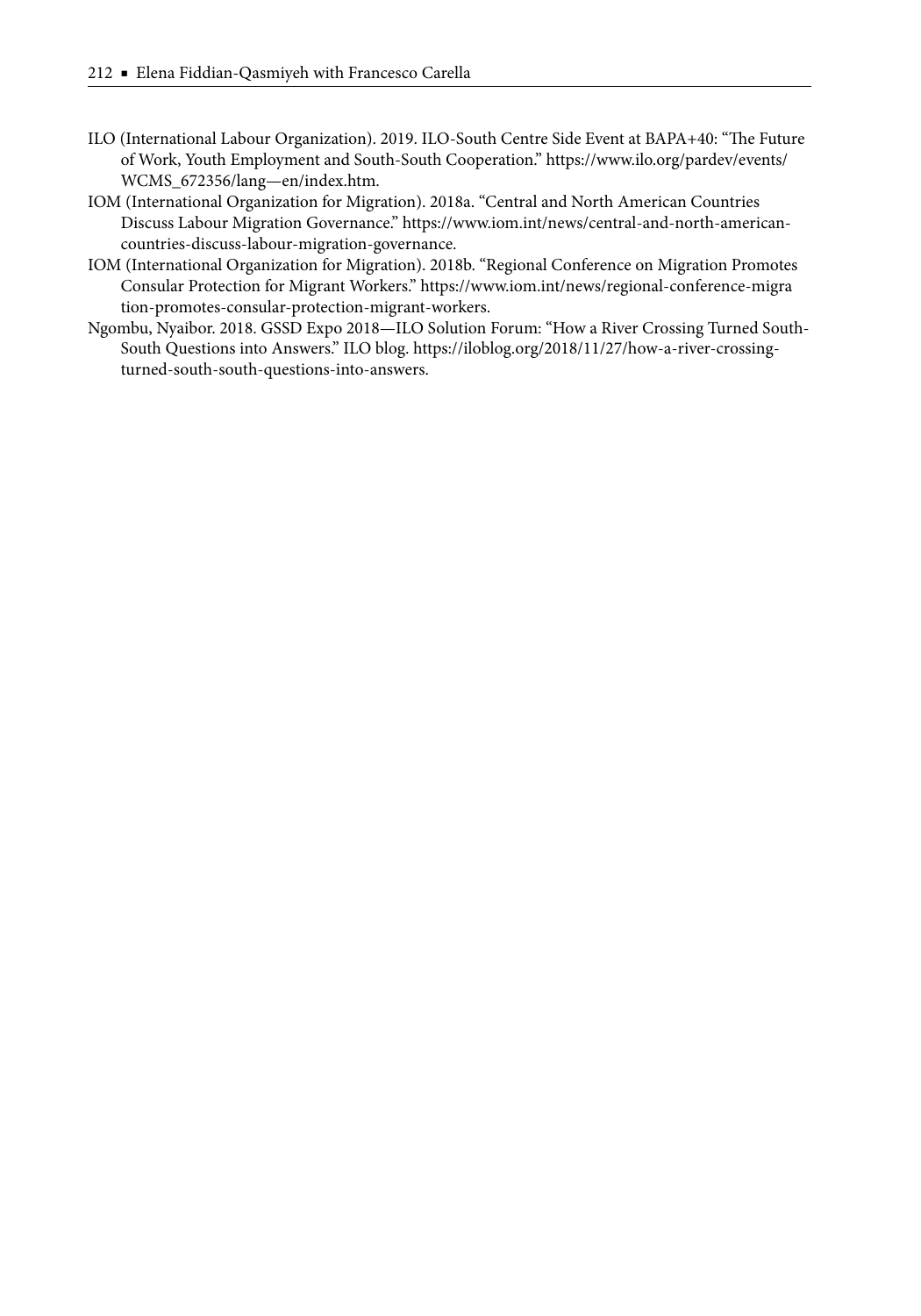ILO (International Labour Organization). 2019. ILO-South Centre Side Event at BAPA+40: "The Future of Work, Youth Employment and South-South Cooperation." https://www.ilo.org/pardev/events/WCMS_672356/lang—en/index.htm.

IOM (International Organization for Migration). 2018a. "Central and North American Countries Discuss Labour Migration Governance." https://www.iom.int/news/central-and-north-american-countries-discuss-labour-migration-governance.

IOM (International Organization for Migration). 2018b. "Regional Conference on Migration Promotes Consular Protection for Migrant Workers." https://www.iom.int/news/regional-conference-migration-promotes-consular-protection-migrant-workers.

Ngombu, Nyaibor. 2018. GSSD Expo 2018—ILO Solution Forum: "How a River Crossing Turned South-South Questions into Answers." ILO blog. https://iloblog.org/2018/11/27/how-a-river-crossing-turned-south-south-questions-into-answers.